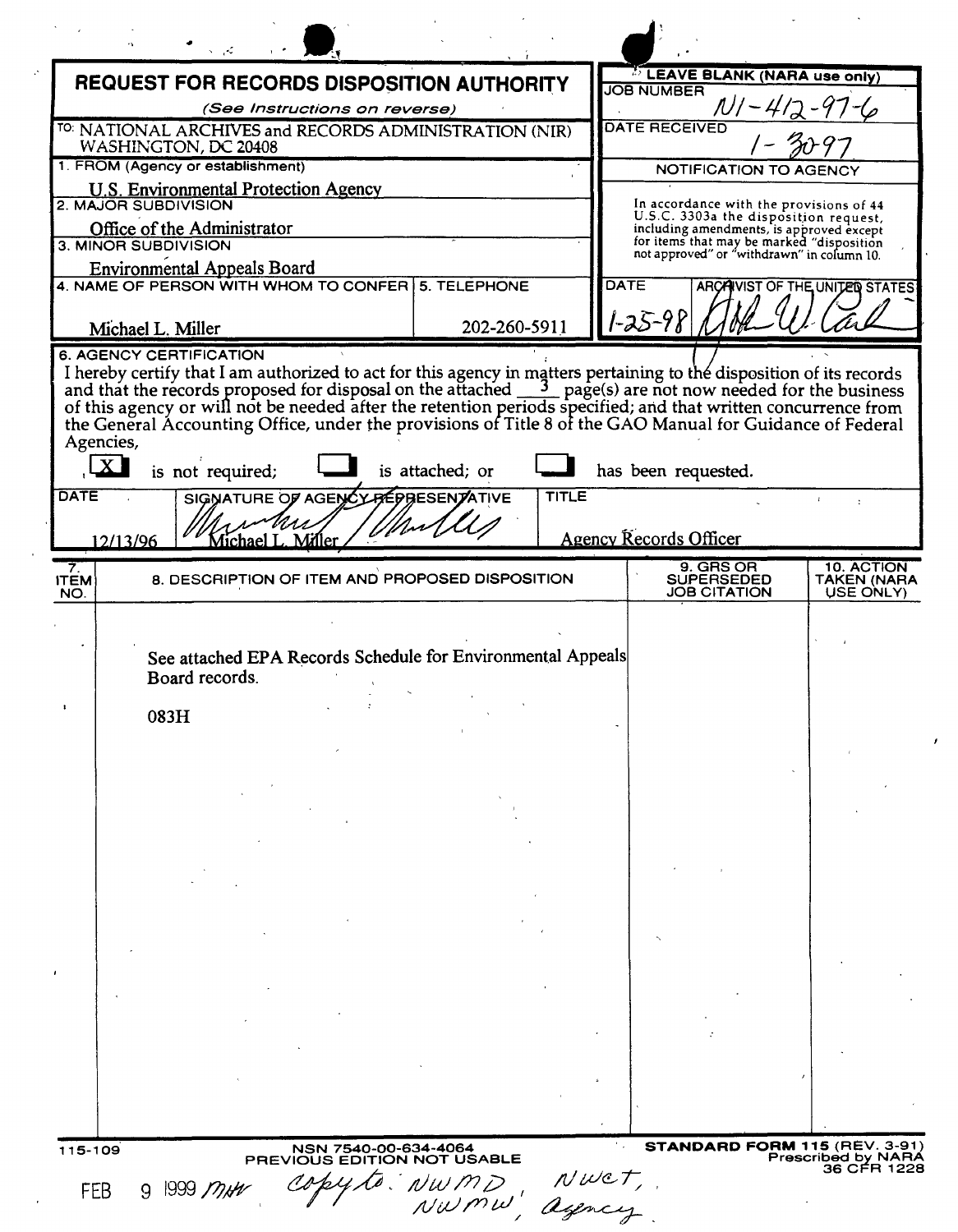# REQUEST FOR RECORDS DISPOSITION AUTHORITY

*(See Instructions on reverse)*

TO: NATIONAL ARCHIVES and RECORDS ADMINISTRATION (NIR) WASHINGTON, DC 20408

**LEAVE BLANK (NARA use only)**

JOB NUMBER: N1-412-97-6

DATE RECEIVED: 1-30-97

NOTIFICATION TO AGENCY

In accordance with the provisions of 44 U.S.C. 3303a the disposition request, including amendments, is approved except for items that may be marked "disposition not approved" or "withdrawn" in column 10.

DATE: 1-25-98

ARCHIVIST OF THE UNITED STATES: [signature]

1. FROM (Agency or establishment): U.S. Environmental Protection Agency

2. MAJOR SUBDIVISION: Office of the Administrator

3. MINOR SUBDIVISION: Environmental Appeals Board

4. NAME OF PERSON WITH WHOM TO CONFER: Michael L. Miller

5. TELEPHONE: 202-260-5911

6. AGENCY CERTIFICATION

I hereby certify that I am authorized to act for this agency in matters pertaining to the disposition of its records and that the records proposed for disposal on the attached 3 page(s) are not now needed for the business of this agency or will not be needed after the retention periods specified; and that written concurrence from the General Accounting Office, under the provisions of Title 8 of the GAO Manual for Guidance of Federal Agencies,

[X] is not required; [ ] is attached; or [ ] has been requested.

| DATE | SIGNATURE OF AGENCY REPRESENTATIVE | TITLE |
|---|---|---|
| 12/13/96 | Michael L. Miller | Agency Records Officer |

| 7. ITEM NO. | 8. DESCRIPTION OF ITEM AND PROPOSED DISPOSITION | 9. GRS OR SUPERSEDED JOB CITATION | 10. ACTION TAKEN (NARA USE ONLY) |
|---|---|---|---|
| | See attached EPA Records Schedule for Environmental Appeals Board records.<br><br>083H | | |

115-109

NSN 7540-00-634-4064
PREVIOUS EDITION NOT USABLE

STANDARD FORM 115 (REV. 3-91)
Prescribed by NARA
36 CFR 1228

FEB 9 1999 MHV copy to: NWMD, NWCT, NWMW, agency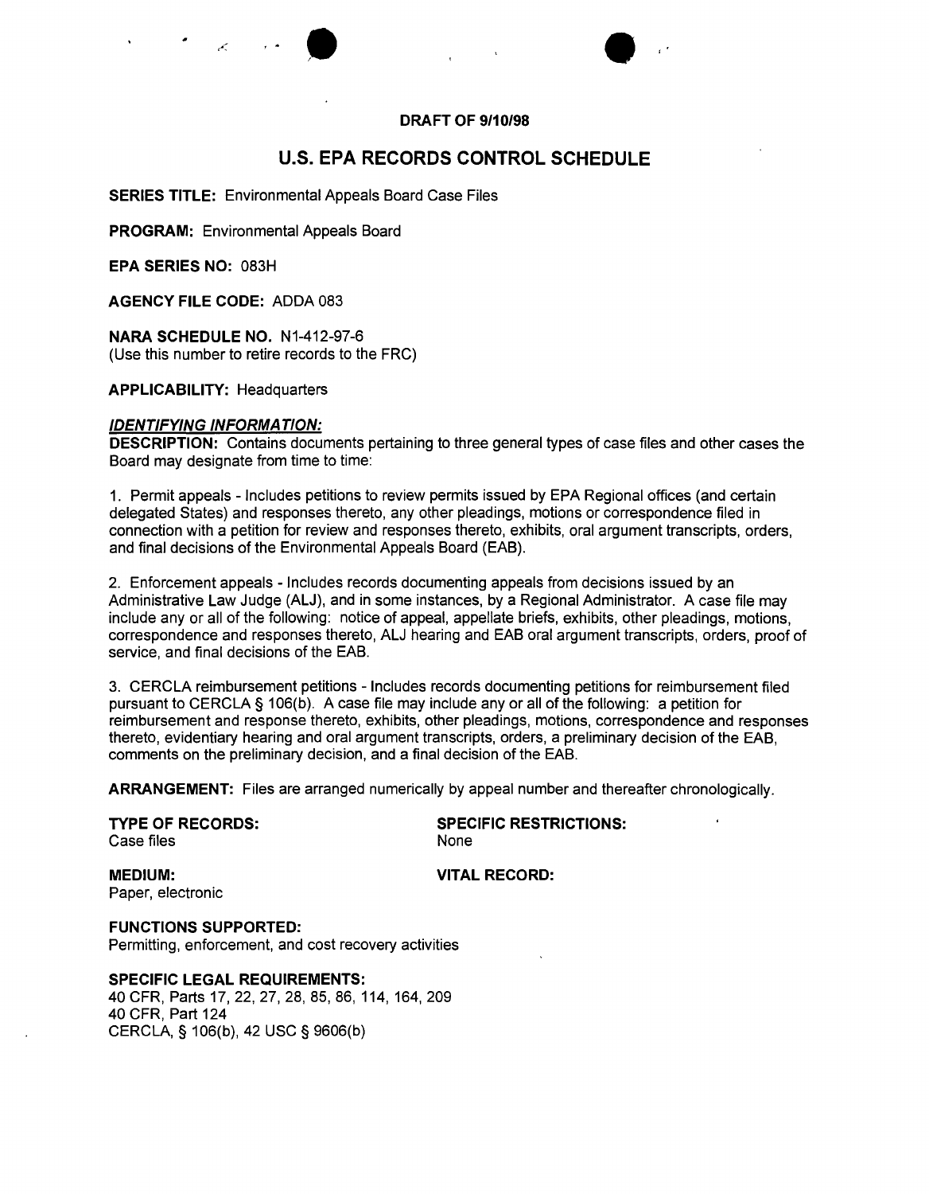**DRAFT OF 9/10/98**

# U.S. EPA RECORDS CONTROL SCHEDULE

**SERIES TITLE:** Environmental Appeals Board Case Files

**PROGRAM:** Environmental Appeals Board

**EPA SERIES NO:** 083H

**AGENCY FILE CODE:** ADDA 083

**NARA SCHEDULE NO.** N1-412-97-6
(Use this number to retire records to the FRC)

**APPLICABILITY:** Headquarters

***IDENTIFYING INFORMATION:***

**DESCRIPTION:** Contains documents pertaining to three general types of case files and other cases the Board may designate from time to time:

1. Permit appeals - Includes petitions to review permits issued by EPA Regional offices (and certain delegated States) and responses thereto, any other pleadings, motions or correspondence filed in connection with a petition for review and responses thereto, exhibits, oral argument transcripts, orders, and final decisions of the Environmental Appeals Board (EAB).

2. Enforcement appeals - Includes records documenting appeals from decisions issued by an Administrative Law Judge (ALJ), and in some instances, by a Regional Administrator. A case file may include any or all of the following: notice of appeal, appellate briefs, exhibits, other pleadings, motions, correspondence and responses thereto, ALJ hearing and EAB oral argument transcripts, orders, proof of service, and final decisions of the EAB.

3. CERCLA reimbursement petitions - Includes records documenting petitions for reimbursement filed pursuant to CERCLA § 106(b). A case file may include any or all of the following: a petition for reimbursement and response thereto, exhibits, other pleadings, motions, correspondence and responses thereto, evidentiary hearing and oral argument transcripts, orders, a preliminary decision of the EAB, comments on the preliminary decision, and a final decision of the EAB.

**ARRANGEMENT:** Files are arranged numerically by appeal number and thereafter chronologically.

**TYPE OF RECORDS:**
Case files

**SPECIFIC RESTRICTIONS:**
None

**MEDIUM:**
Paper, electronic

**VITAL RECORD:**

**FUNCTIONS SUPPORTED:**
Permitting, enforcement, and cost recovery activities

**SPECIFIC LEGAL REQUIREMENTS:**
40 CFR, Parts 17, 22, 27, 28, 85, 86, 114, 164, 209
40 CFR, Part 124
CERCLA, § 106(b), 42 USC § 9606(b)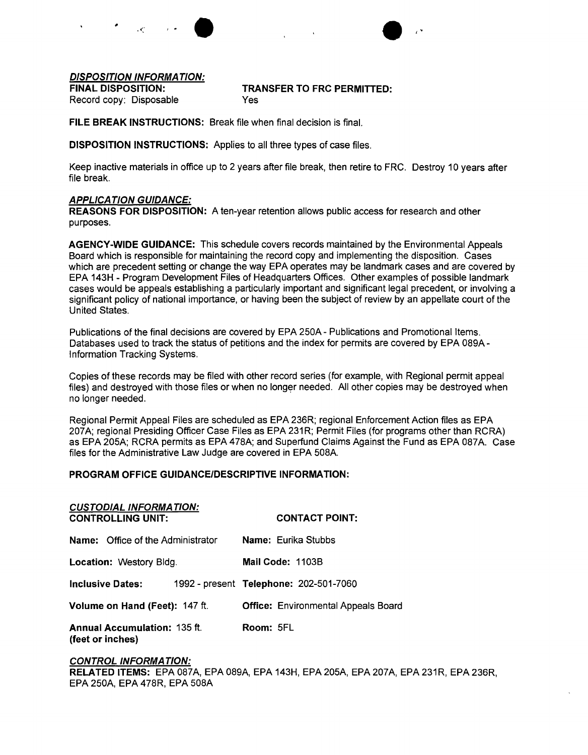***DISPOSITION INFORMATION:***

**FINAL DISPOSITION:** Record copy: Disposable

**TRANSFER TO FRC PERMITTED:** Yes

**FILE BREAK INSTRUCTIONS:** Break file when final decision is final.

**DISPOSITION INSTRUCTIONS:** Applies to all three types of case files.

Keep inactive materials in office up to 2 years after file break, then retire to FRC. Destroy 10 years after file break.

***APPLICATION GUIDANCE:***

**REASONS FOR DISPOSITION:** A ten-year retention allows public access for research and other purposes.

**AGENCY-WIDE GUIDANCE:** This schedule covers records maintained by the Environmental Appeals Board which is responsible for maintaining the record copy and implementing the disposition. Cases which are precedent setting or change the way EPA operates may be landmark cases and are covered by EPA 143H - Program Development Files of Headquarters Offices. Other examples of possible landmark cases would be appeals establishing a particularly important and significant legal precedent, or involving a significant policy of national importance, or having been the subject of review by an appellate court of the United States.

Publications of the final decisions are covered by EPA 250A - Publications and Promotional Items. Databases used to track the status of petitions and the index for permits are covered by EPA 089A - Information Tracking Systems.

Copies of these records may be filed with other record series (for example, with Regional permit appeal files) and destroyed with those files or when no longer needed. All other copies may be destroyed when no longer needed.

Regional Permit Appeal Files are scheduled as EPA 236R; regional Enforcement Action files as EPA 207A; regional Presiding Officer Case Files as EPA 231R; Permit Files (for programs other than RCRA) as EPA 205A; RCRA permits as EPA 478A; and Superfund Claims Against the Fund as EPA 087A. Case files for the Administrative Law Judge are covered in EPA 508A.

**PROGRAM OFFICE GUIDANCE/DESCRIPTIVE INFORMATION:**

***CUSTODIAL INFORMATION:***

**CONTROLLING UNIT:**

**Name:** Office of the Administrator

**Location:** Westory Bldg.

**Inclusive Dates:** 1992 - present

**Volume on Hand (Feet):** 147 ft.

**Annual Accumulation:** 135 ft. **(feet or inches)**

**CONTACT POINT:**

**Name:** Eurika Stubbs

**Mail Code:** 1103B

**Telephone:** 202-501-7060

**Office:** Environmental Appeals Board

**Room:** 5FL

***CONTROL INFORMATION:***

**RELATED ITEMS:** EPA 087A, EPA 089A, EPA 143H, EPA 205A, EPA 207A, EPA 231R, EPA 236R, EPA 250A, EPA 478R, EPA 508A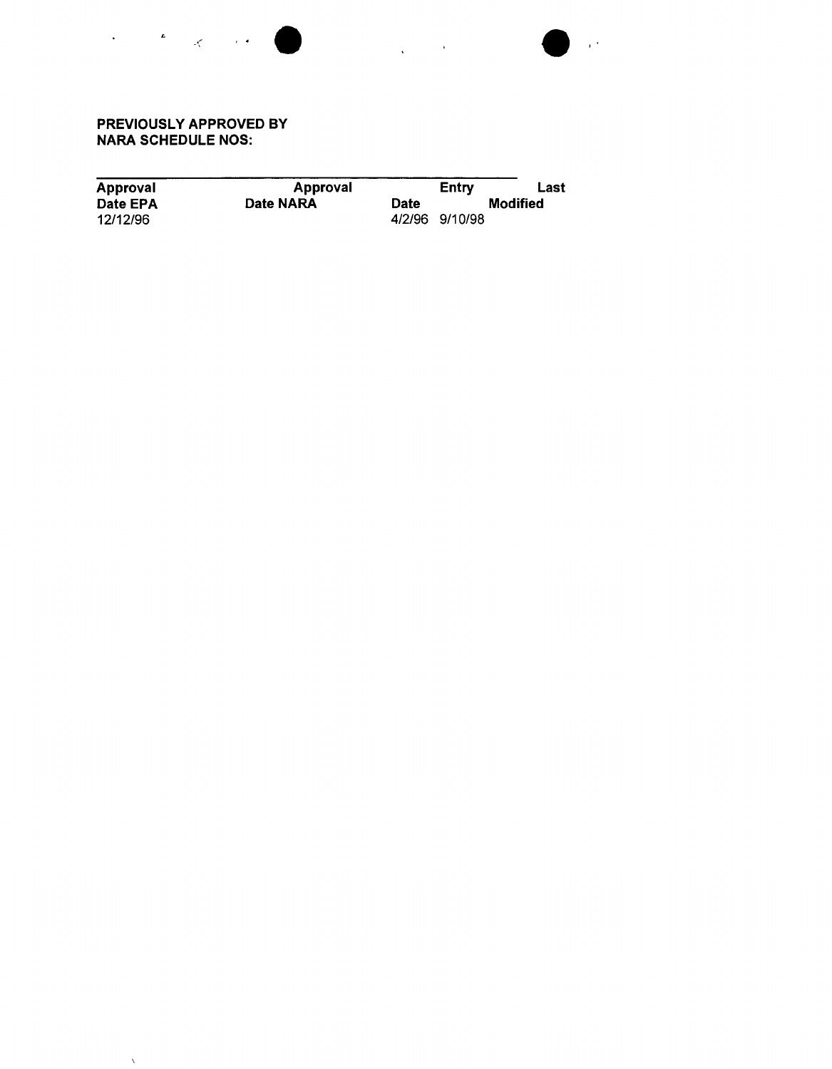**PREVIOUSLY APPROVED BY NARA SCHEDULE NOS:**

| Approval Date EPA | Approval Date NARA | Entry Date | Last Modified |
|---|---|---|---|
| 12/12/96 | | 4/2/96 | 9/10/98 |